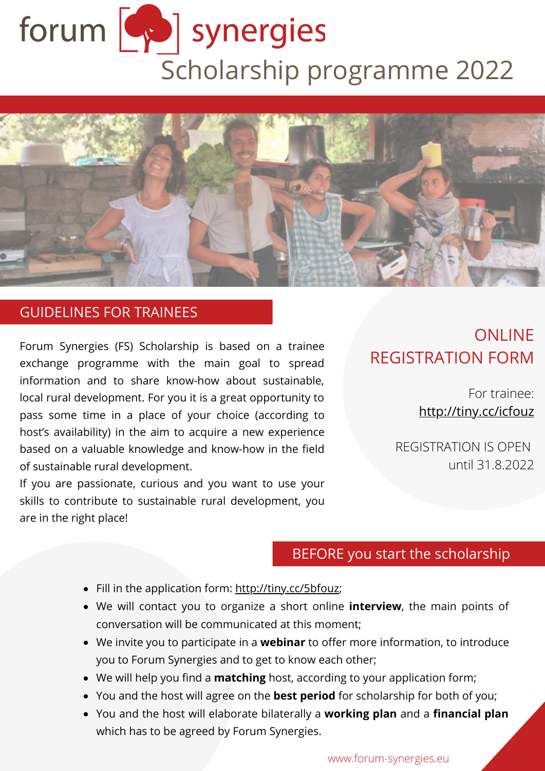# forum synergies
## Scholarship programme 2022

## GUIDELINES FOR TRAINEES

Forum Synergies (FS) Scholarship is based on a trainee exchange programme with the main goal to spread information and to share know-how about sustainable, local rural development. For you it is a great opportunity to pass some time in a place of your choice (according to host's availability) in the aim to acquire a new experience based on a valuable knowledge and know-how in the field of sustainable rural development.

If you are passionate, curious and you want to use your skills to contribute to sustainable rural development, you are in the right place!

## ONLINE REGISTRATION FORM

For trainee:
http://tiny.cc/icfouz

REGISTRATION IS OPEN
until 31.8.2022

## BEFORE you start the scholarship

- Fill in the application form: http://tiny.cc/5bfouz;
- We will contact you to organize a short online **interview**, the main points of conversation will be communicated at this moment;
- We invite you to participate in a **webinar** to offer more information, to introduce you to Forum Synergies and to get to know each other;
- We will help you find a **matching** host, according to your application form;
- You and the host will agree on the **best period** for scholarship for both of you;
- You and the host will elaborate bilaterally a **working plan** and a **financial plan** which has to be agreed by Forum Synergies.

www.forum-synergies.eu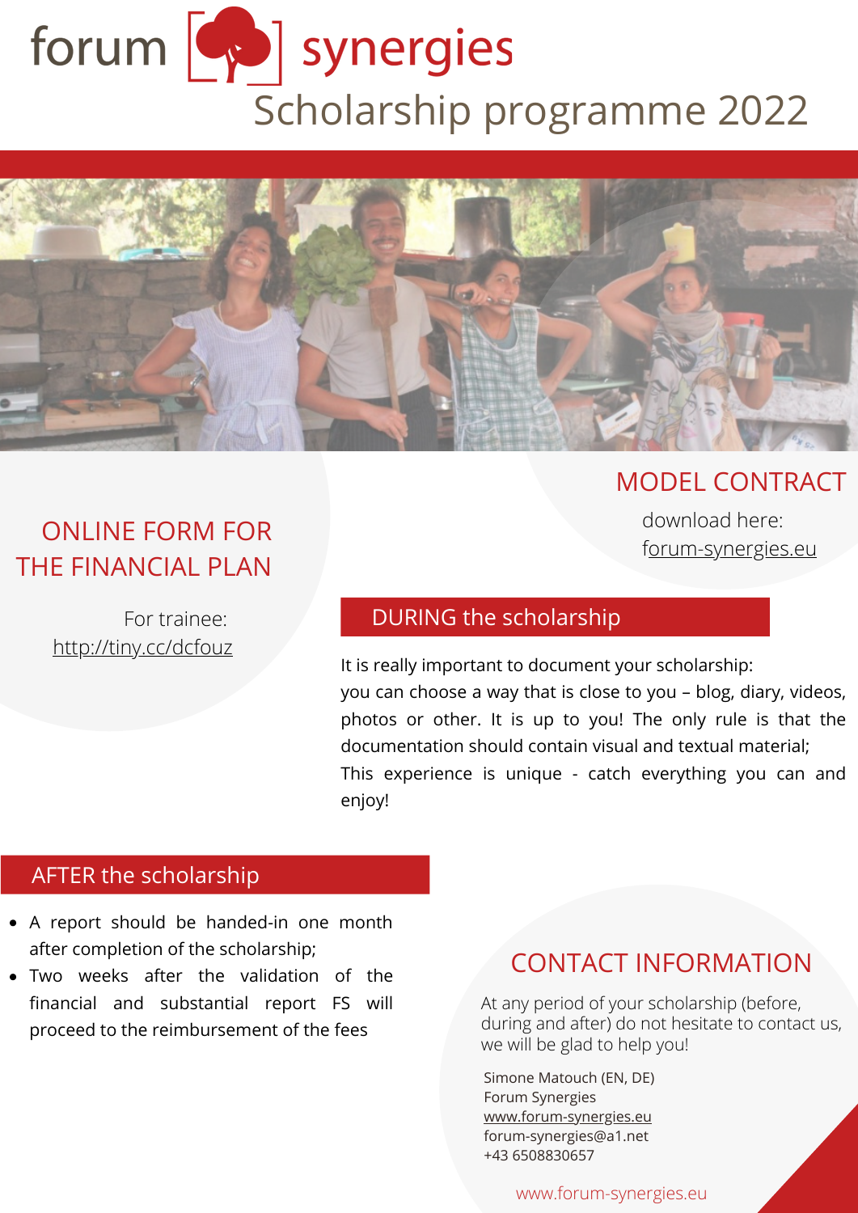# forum synergies

## Scholarship programme 2022

## ONLINE FORM FOR THE FINANCIAL PLAN

For trainee:
http://tiny.cc/dcfouz

## MODEL CONTRACT

download here:
forum-synergies.eu

## DURING the scholarship

It is really important to document your scholarship:
you can choose a way that is close to you – blog, diary, videos, photos or other. It is up to you! The only rule is that the documentation should contain visual and textual material;
This experience is unique - catch everything you can and enjoy!

## AFTER the scholarship

- A report should be handed-in one month after completion of the scholarship;
- Two weeks after the validation of the financial and substantial report FS will proceed to the reimbursement of the fees

## CONTACT INFORMATION

At any period of your scholarship (before, during and after) do not hesitate to contact us, we will be glad to help you!

Simone Matouch (EN, DE)
Forum Synergies
www.forum-synergies.eu
forum-synergies@a1.net
+43 6508830657

www.forum-synergies.eu